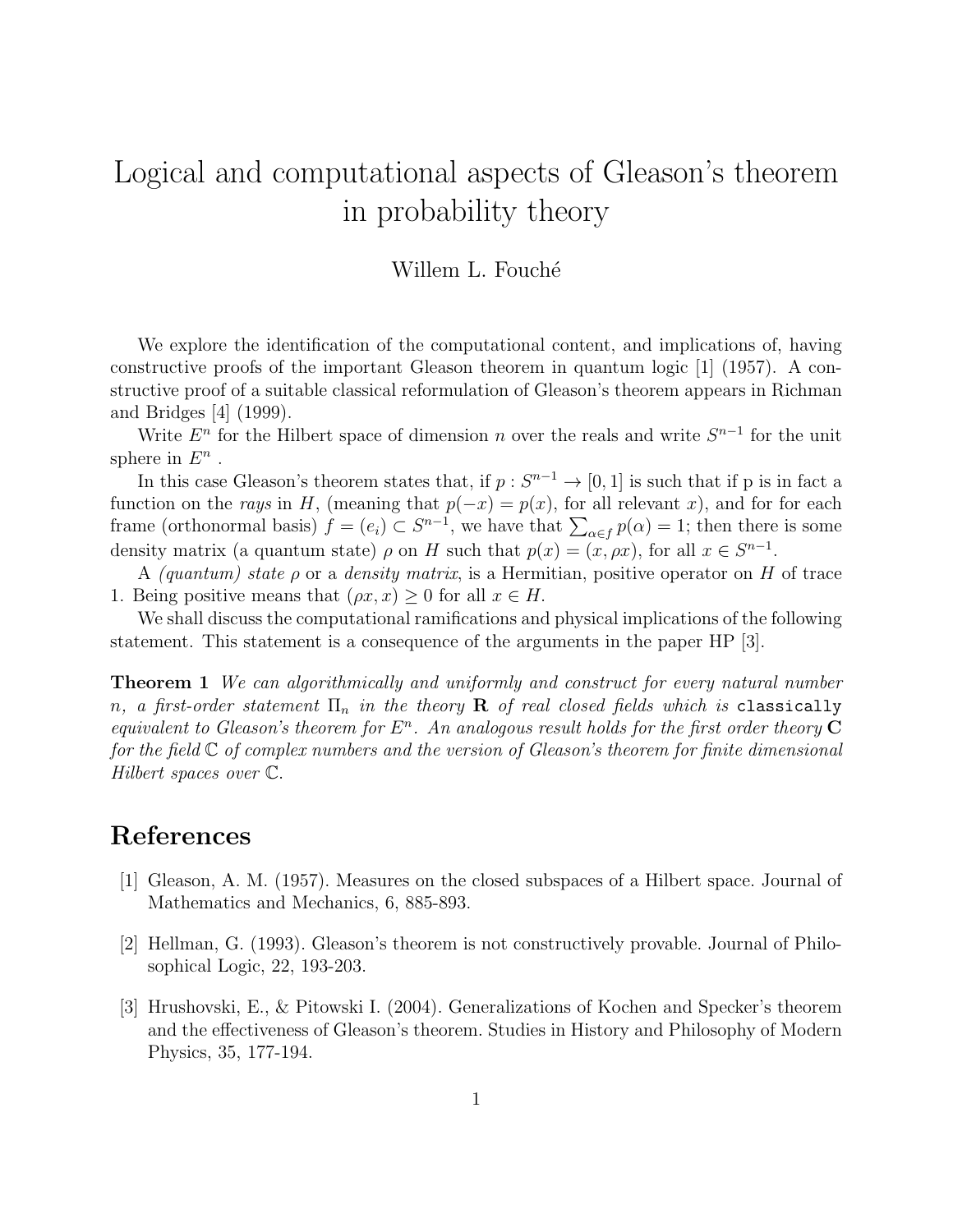# Logical and computational aspects of Gleason's theorem in probability theory

Willem L. Fouché

We explore the identification of the computational content, and implications of, having constructive proofs of the important Gleason theorem in quantum logic [1] (1957). A constructive proof of a suitable classical reformulation of Gleason's theorem appears in Richman and Bridges [4] (1999).

Write $E^n$ for the Hilbert space of dimension $n$ over the reals and write $S^{n-1}$ for the unit sphere in $E^n$ .

In this case Gleason's theorem states that, if $p : S^{n-1} \to [0, 1]$ is such that if p is in fact a function on the *rays* in $H$, (meaning that $p(-x) = p(x)$, for all relevant $x$), and for for each frame (orthonormal basis) $f = (e_i) \subset S^{n-1}$, we have that $\sum_{\alpha \in f} p(\alpha) = 1$; then there is some density matrix (a quantum state) $\rho$ on $H$ such that $p(x) = (x, \rho x)$, for all $x \in S^{n-1}$.

A *(quantum) state* $\rho$ or a *density matrix*, is a Hermitian, positive operator on $H$ of trace 1. Being positive means that $(\rho x, x) \geq 0$ for all $x \in H$.

We shall discuss the computational ramifications and physical implications of the following statement. This statement is a consequence of the arguments in the paper HP [3].

**Theorem 1** *We can algorithmically and uniformly and construct for every natural number $n$, a first-order statement $\Pi_n$ in the theory $\mathbf{R}$ of real closed fields which is* `classically` *equivalent to Gleason's theorem for $E^n$. An analogous result holds for the first order theory $\mathbf{C}$ for the field $\mathbb{C}$ of complex numbers and the version of Gleason's theorem for finite dimensional Hilbert spaces over $\mathbb{C}$.*

## References

[1] Gleason, A. M. (1957). Measures on the closed subspaces of a Hilbert space. Journal of Mathematics and Mechanics, 6, 885-893.

[2] Hellman, G. (1993). Gleason's theorem is not constructively provable. Journal of Philosophical Logic, 22, 193-203.

[3] Hrushovski, E., & Pitowski I. (2004). Generalizations of Kochen and Specker's theorem and the effectiveness of Gleason's theorem. Studies in History and Philosophy of Modern Physics, 35, 177-194.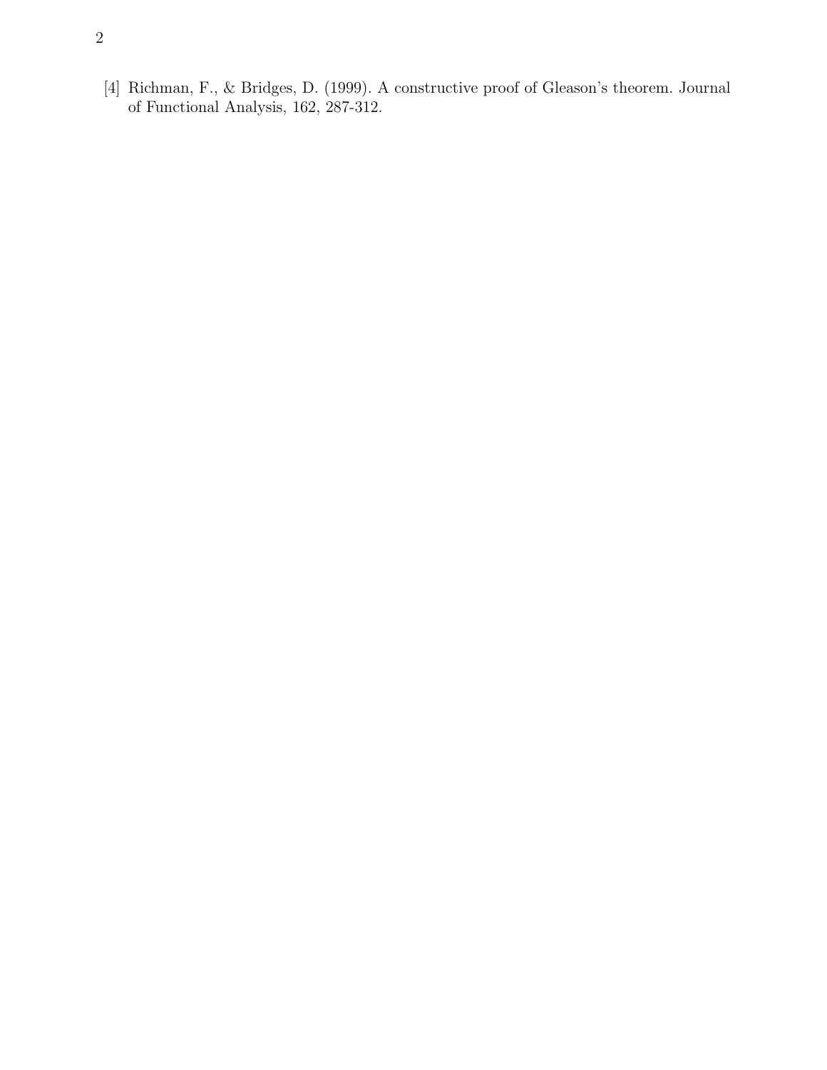[4] Richman, F., & Bridges, D. (1999). A constructive proof of Gleason's theorem. Journal of Functional Analysis, 162, 287-312.